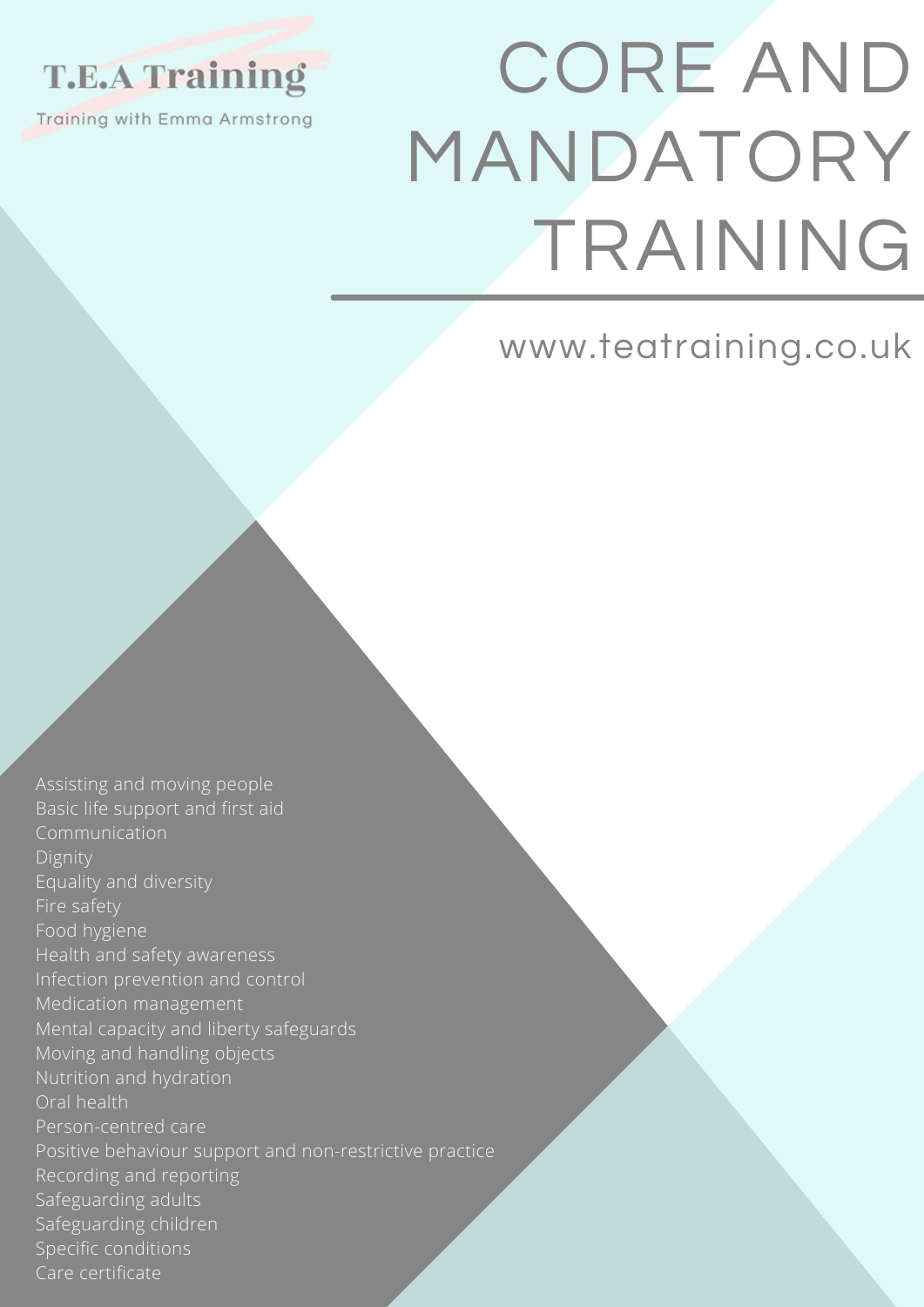**T.E.A Training**

Training with Emma Armstrong

# CORE AND MANDATORY TRAINING

www.teatraining.co.uk

- Assisting and moving people
- Basic life support and first aid
- Communication
- Dignity
- Equality and diversity
- Fire safety
- Food hygiene
- Health and safety awareness
- Infection prevention and control
- Medication management
- Mental capacity and liberty safeguards
- Moving and handling objects
- Nutrition and hydration
- Oral health
- Person-centred care
- Positive behaviour support and non-restrictive practice
- Recording and reporting
- Safeguarding adults
- Safeguarding children
- Specific conditions
- Care certificate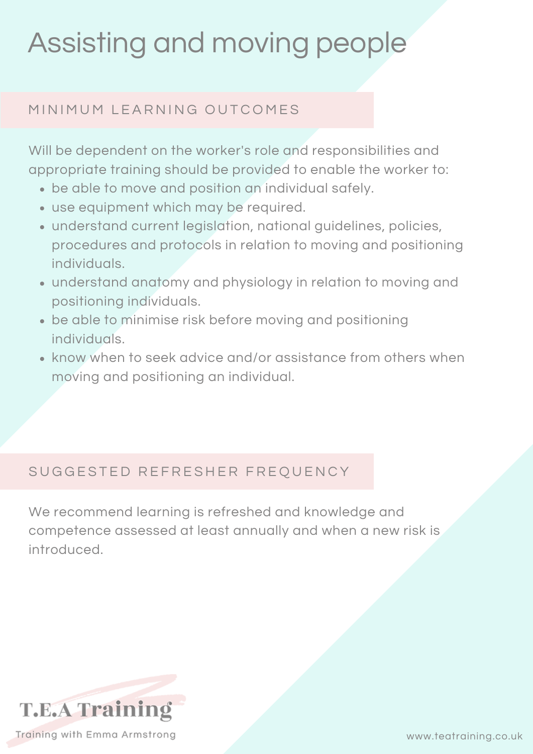# Assisting and moving people

## MINIMUM LEARNING OUTCOMES

Will be dependent on the worker's role and responsibilities and appropriate training should be provided to enable the worker to:

- be able to move and position an individual safely.
- use equipment which may be required.
- understand current legislation, national guidelines, policies, procedures and protocols in relation to moving and positioning individuals.
- understand anatomy and physiology in relation to moving and positioning individuals.
- be able to minimise risk before moving and positioning individuals.
- know when to seek advice and/or assistance from others when moving and positioning an individual.

## SUGGESTED REFRESHER FREQUENCY

We recommend learning is refreshed and knowledge and competence assessed at least annually and when a new risk is introduced.

T.E.A Training

Training with Emma Armstrong

www.teatraining.co.uk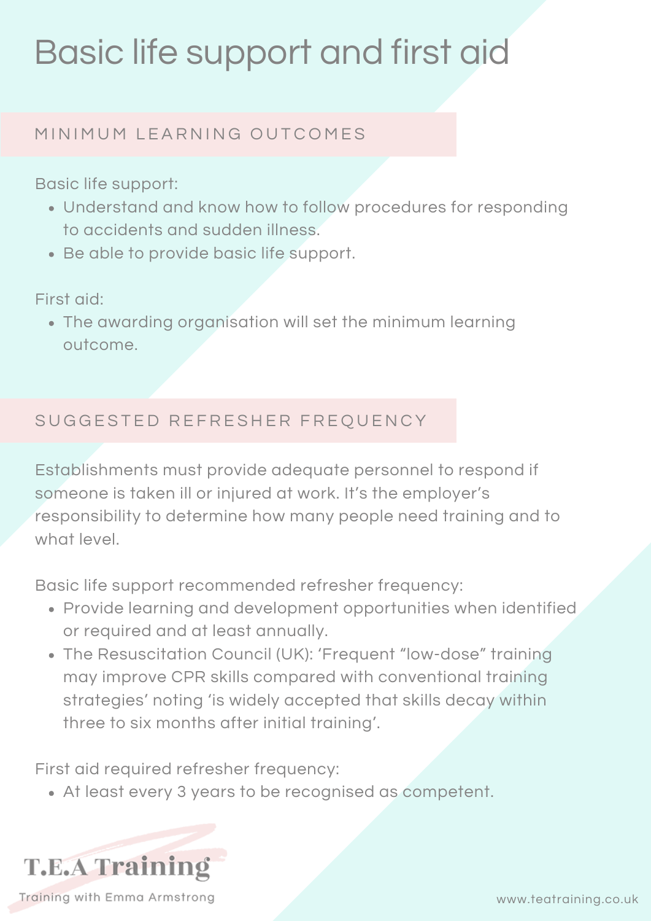# Basic life support and first aid

## MINIMUM LEARNING OUTCOMES

Basic life support:

- Understand and know how to follow procedures for responding to accidents and sudden illness.
- Be able to provide basic life support.

First aid:

- The awarding organisation will set the minimum learning outcome.

## SUGGESTED REFRESHER FREQUENCY

Establishments must provide adequate personnel to respond if someone is taken ill or injured at work. It's the employer's responsibility to determine how many people need training and to what level.

Basic life support recommended refresher frequency:

- Provide learning and development opportunities when identified or required and at least annually.
- The Resuscitation Council (UK): 'Frequent "low-dose" training may improve CPR skills compared with conventional training strategies' noting 'is widely accepted that skills decay within three to six months after initial training'.

First aid required refresher frequency:

- At least every 3 years to be recognised as competent.

T.E.A Training

Training with Emma Armstrong

www.teatraining.co.uk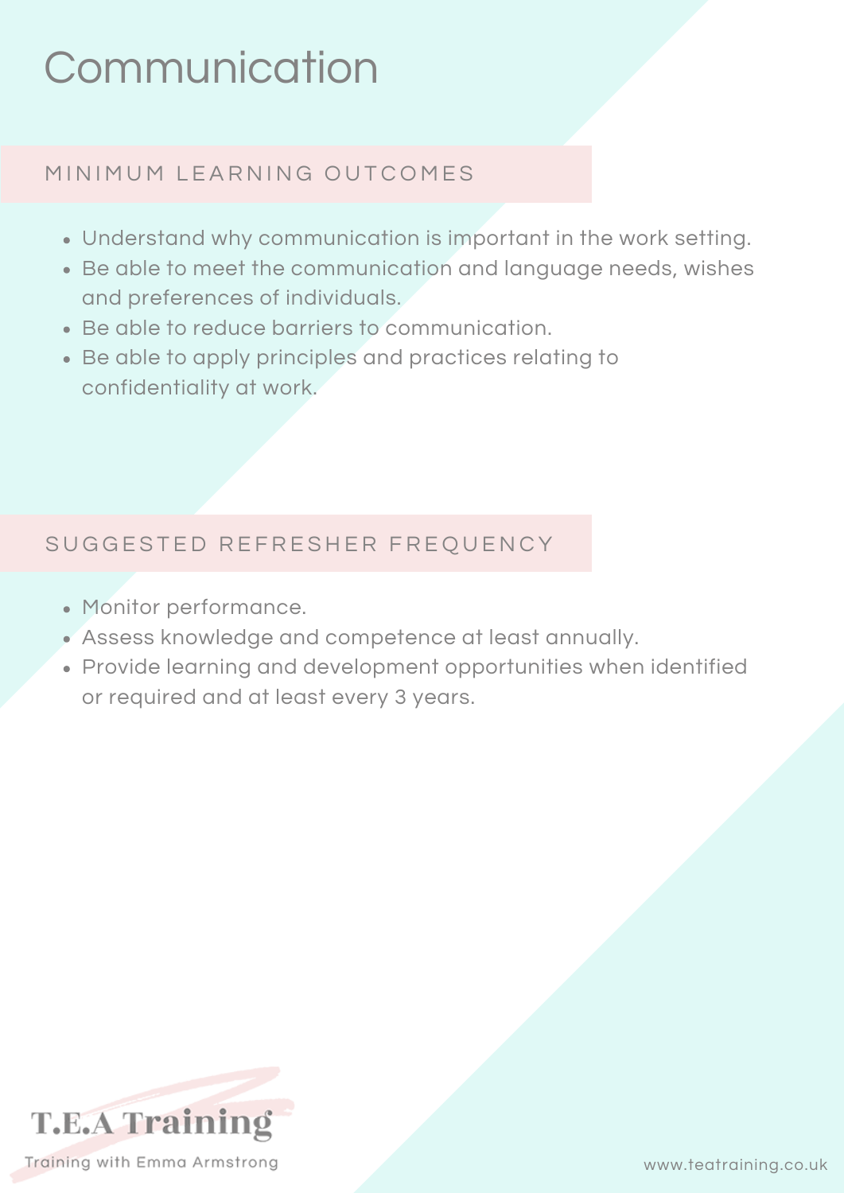# Communication

## MINIMUM LEARNING OUTCOMES

- Understand why communication is important in the work setting.
- Be able to meet the communication and language needs, wishes and preferences of individuals.
- Be able to reduce barriers to communication.
- Be able to apply principles and practices relating to confidentiality at work.

## SUGGESTED REFRESHER FREQUENCY

- Monitor performance.
- Assess knowledge and competence at least annually.
- Provide learning and development opportunities when identified or required and at least every 3 years.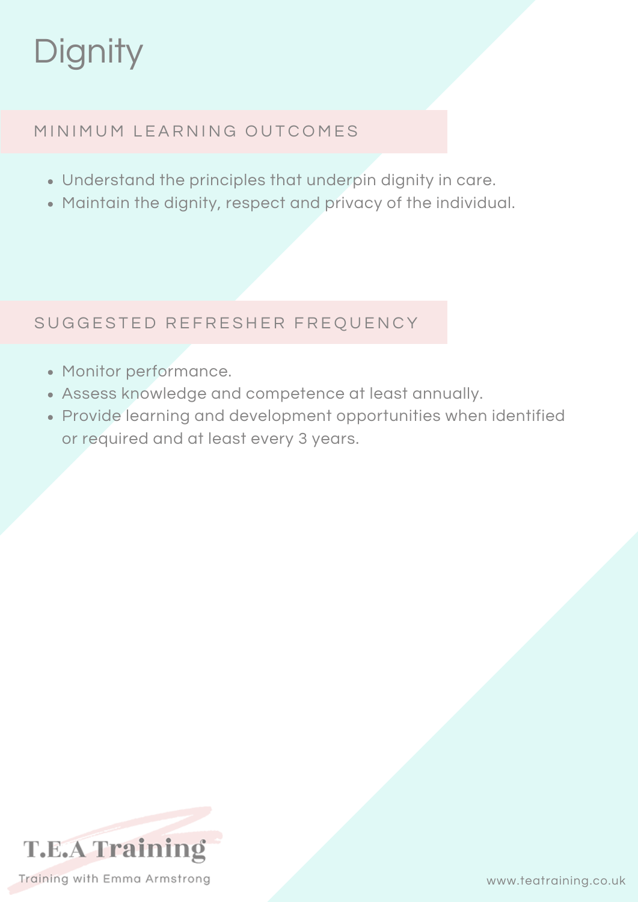# Dignity

## MINIMUM LEARNING OUTCOMES

- Understand the principles that underpin dignity in care.
- Maintain the dignity, respect and privacy of the individual.

## SUGGESTED REFRESHER FREQUENCY

- Monitor performance.
- Assess knowledge and competence at least annually.
- Provide learning and development opportunities when identified or required and at least every 3 years.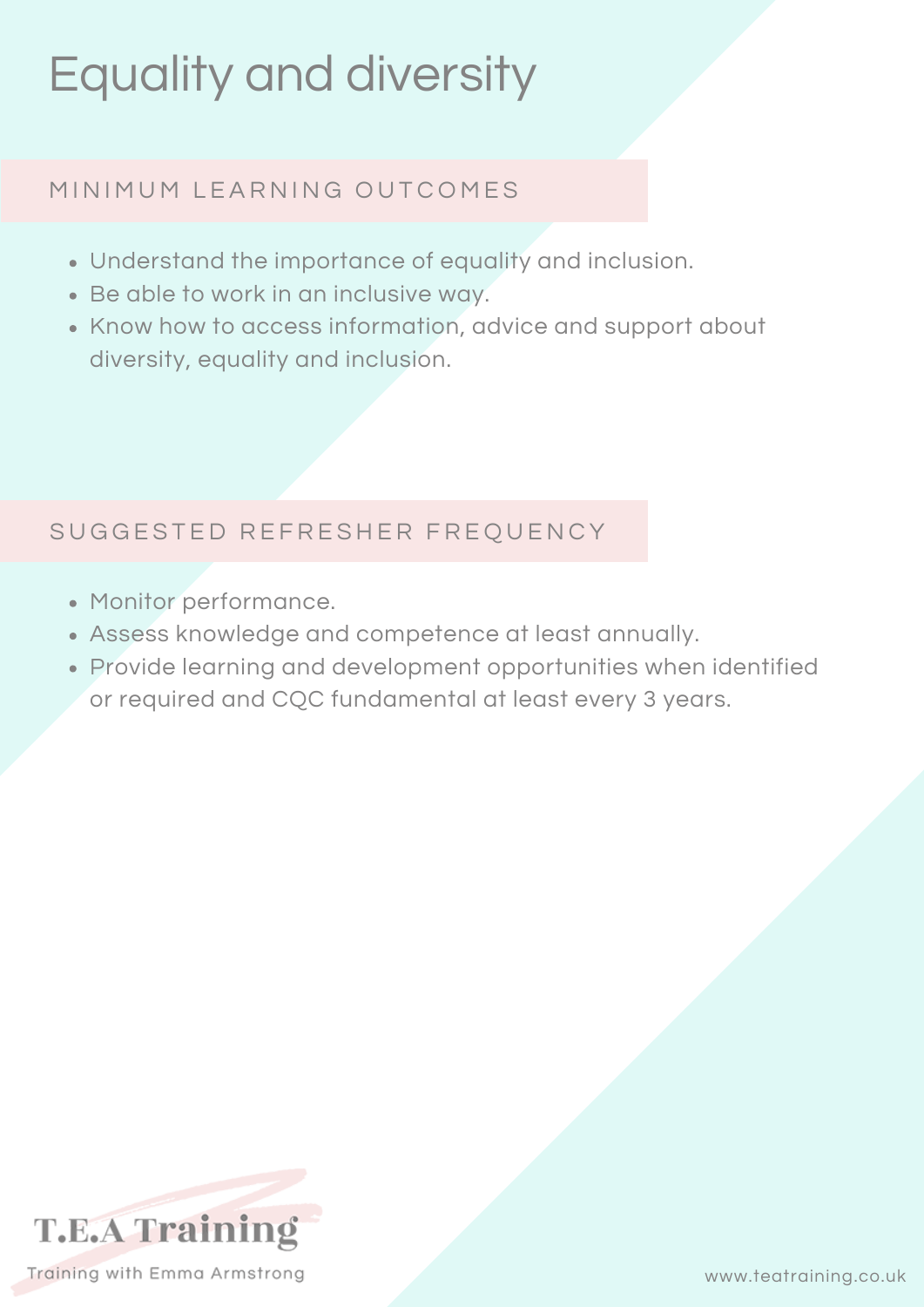# Equality and diversity

## MINIMUM LEARNING OUTCOMES

- Understand the importance of equality and inclusion.
- Be able to work in an inclusive way.
- Know how to access information, advice and support about diversity, equality and inclusion.

## SUGGESTED REFRESHER FREQUENCY

- Monitor performance.
- Assess knowledge and competence at least annually.
- Provide learning and development opportunities when identified or required and CQC fundamental at least every 3 years.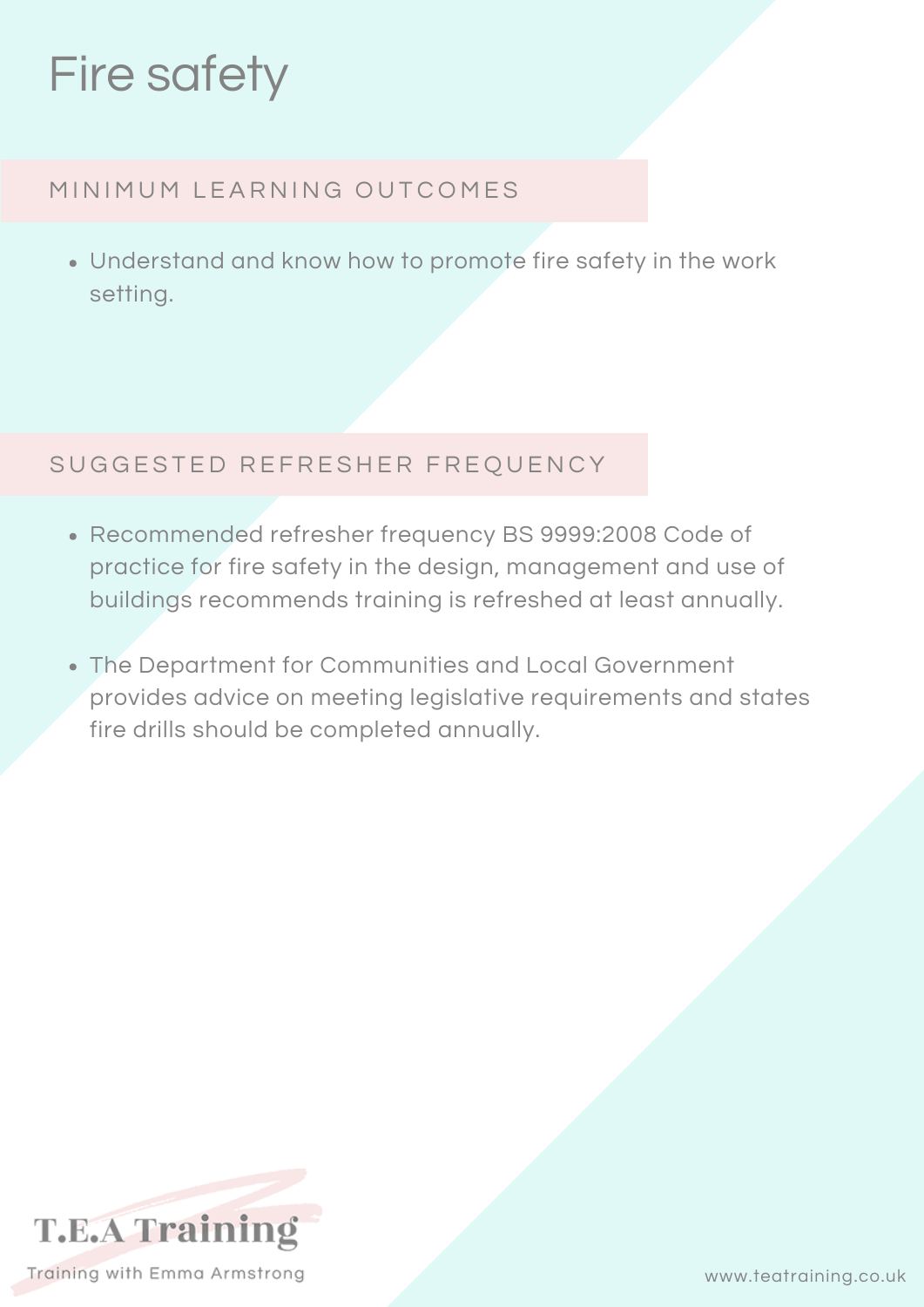# Fire safety

## MINIMUM LEARNING OUTCOMES

- Understand and know how to promote fire safety in the work setting.

## SUGGESTED REFRESHER FREQUENCY

- Recommended refresher frequency BS 9999:2008 Code of practice for fire safety in the design, management and use of buildings recommends training is refreshed at least annually.
- The Department for Communities and Local Government provides advice on meeting legislative requirements and states fire drills should be completed annually.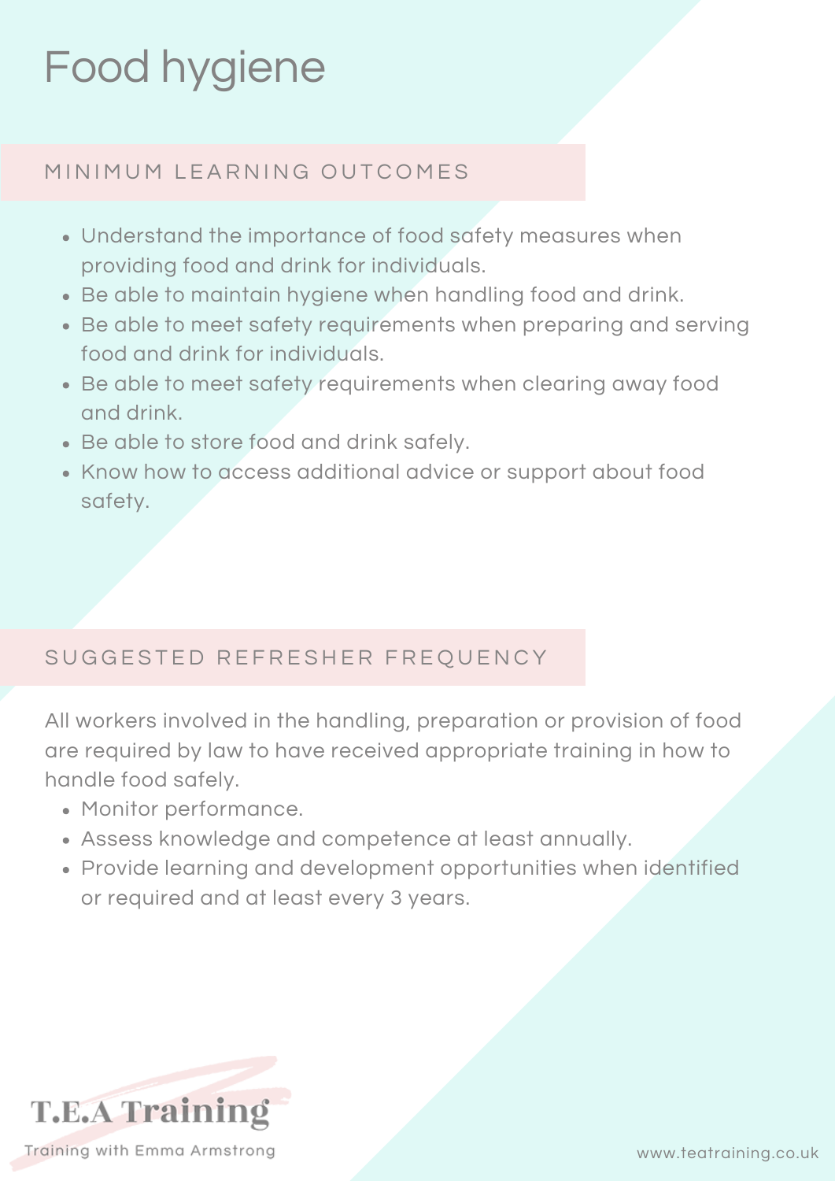# Food hygiene

## MINIMUM LEARNING OUTCOMES

- Understand the importance of food safety measures when providing food and drink for individuals.
- Be able to maintain hygiene when handling food and drink.
- Be able to meet safety requirements when preparing and serving food and drink for individuals.
- Be able to meet safety requirements when clearing away food and drink.
- Be able to store food and drink safely.
- Know how to access additional advice or support about food safety.

## SUGGESTED REFRESHER FREQUENCY

All workers involved in the handling, preparation or provision of food are required by law to have received appropriate training in how to handle food safely.

- Monitor performance.
- Assess knowledge and competence at least annually.
- Provide learning and development opportunities when identified or required and at least every 3 years.

T.E.A Training

Training with Emma Armstrong

www.teatraining.co.uk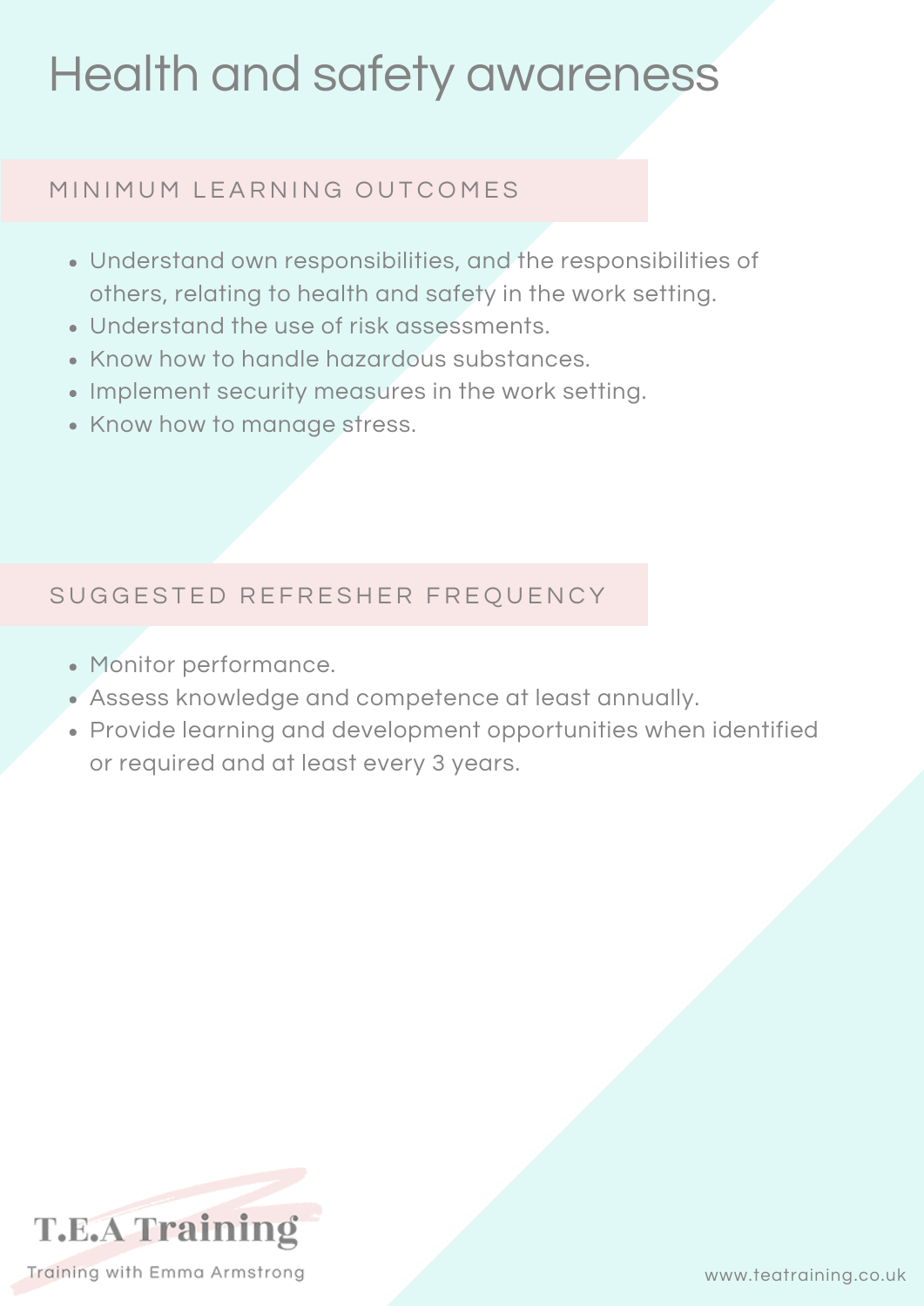# Health and safety awareness

## MINIMUM LEARNING OUTCOMES

- Understand own responsibilities, and the responsibilities of others, relating to health and safety in the work setting.
- Understand the use of risk assessments.
- Know how to handle hazardous substances.
- Implement security measures in the work setting.
- Know how to manage stress.

## SUGGESTED REFRESHER FREQUENCY

- Monitor performance.
- Assess knowledge and competence at least annually.
- Provide learning and development opportunities when identified or required and at least every 3 years.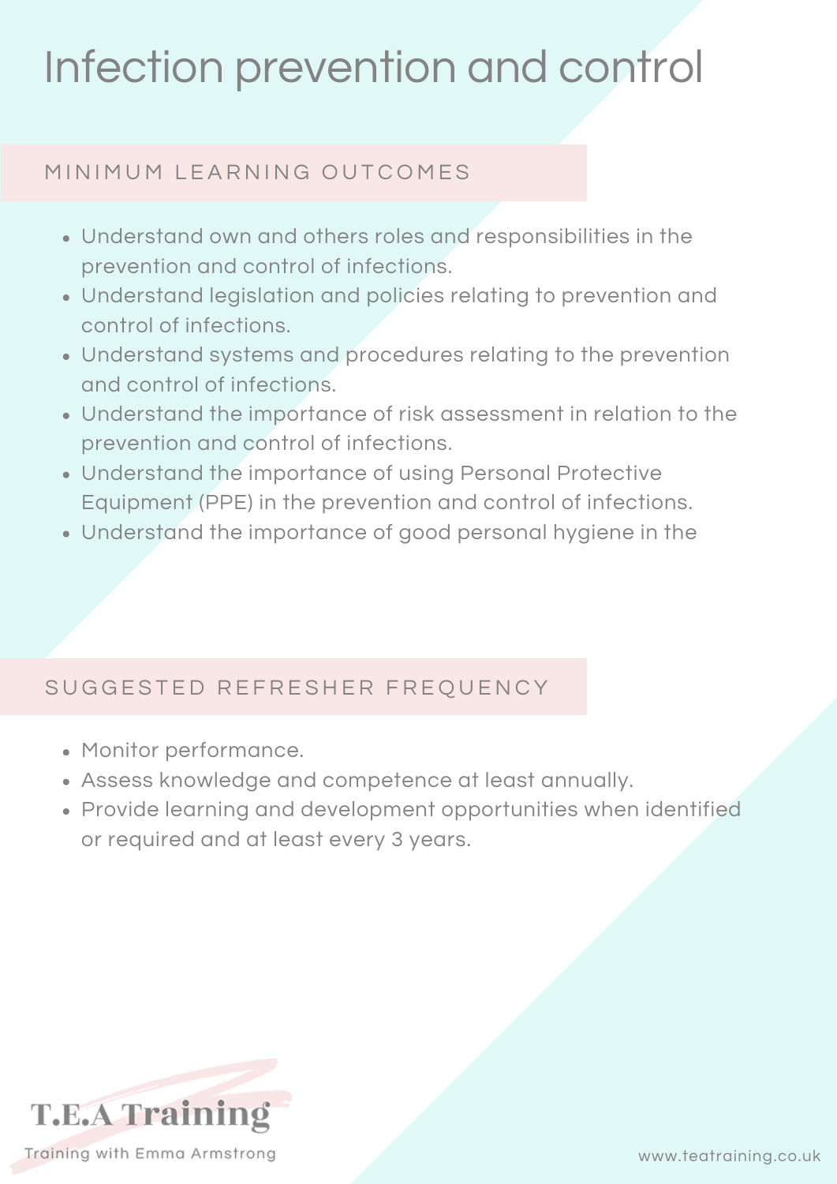# Infection prevention and control

## MINIMUM LEARNING OUTCOMES

- Understand own and others roles and responsibilities in the prevention and control of infections.
- Understand legislation and policies relating to prevention and control of infections.
- Understand systems and procedures relating to the prevention and control of infections.
- Understand the importance of risk assessment in relation to the prevention and control of infections.
- Understand the importance of using Personal Protective Equipment (PPE) in the prevention and control of infections.
- Understand the importance of good personal hygiene in the

## SUGGESTED REFRESHER FREQUENCY

- Monitor performance.
- Assess knowledge and competence at least annually.
- Provide learning and development opportunities when identified or required and at least every 3 years.

T.E.A Training

Training with Emma Armstrong

www.teatraining.co.uk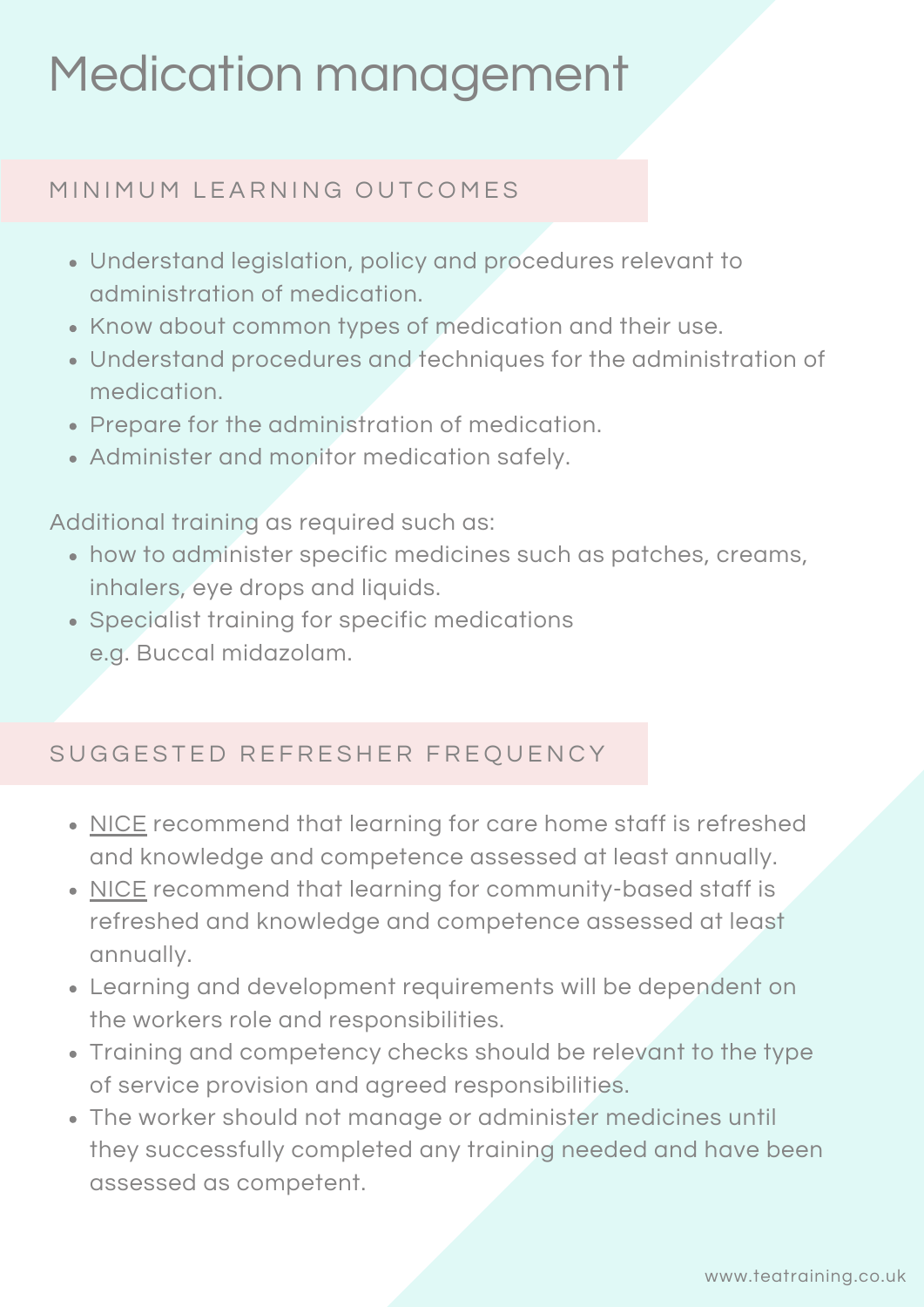# Medication management

## MINIMUM LEARNING OUTCOMES

- Understand legislation, policy and procedures relevant to administration of medication.
- Know about common types of medication and their use.
- Understand procedures and techniques for the administration of medication.
- Prepare for the administration of medication.
- Administer and monitor medication safely.

Additional training as required such as:

- how to administer specific medicines such as patches, creams, inhalers, eye drops and liquids.
- Specialist training for specific medications e.g. Buccal midazolam.

## SUGGESTED REFRESHER FREQUENCY

- NICE recommend that learning for care home staff is refreshed and knowledge and competence assessed at least annually.
- NICE recommend that learning for community-based staff is refreshed and knowledge and competence assessed at least annually.
- Learning and development requirements will be dependent on the workers role and responsibilities.
- Training and competency checks should be relevant to the type of service provision and agreed responsibilities.
- The worker should not manage or administer medicines until they successfully completed any training needed and have been assessed as competent.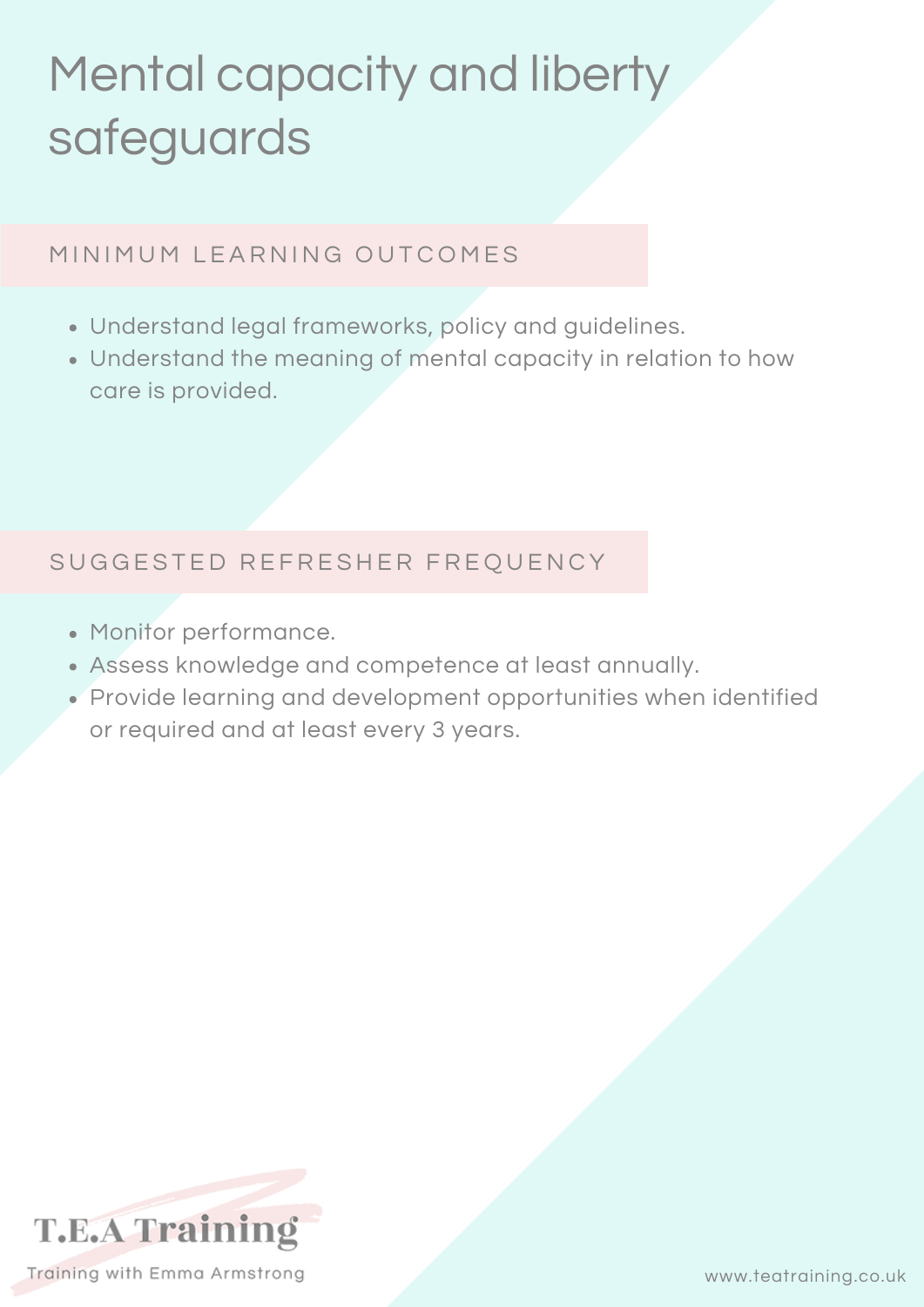# Mental capacity and liberty safeguards

## MINIMUM LEARNING OUTCOMES

- Understand legal frameworks, policy and guidelines.
- Understand the meaning of mental capacity in relation to how care is provided.

## SUGGESTED REFRESHER FREQUENCY

- Monitor performance.
- Assess knowledge and competence at least annually.
- Provide learning and development opportunities when identified or required and at least every 3 years.

T.E.A Training

Training with Emma Armstrong

www.teatraining.co.uk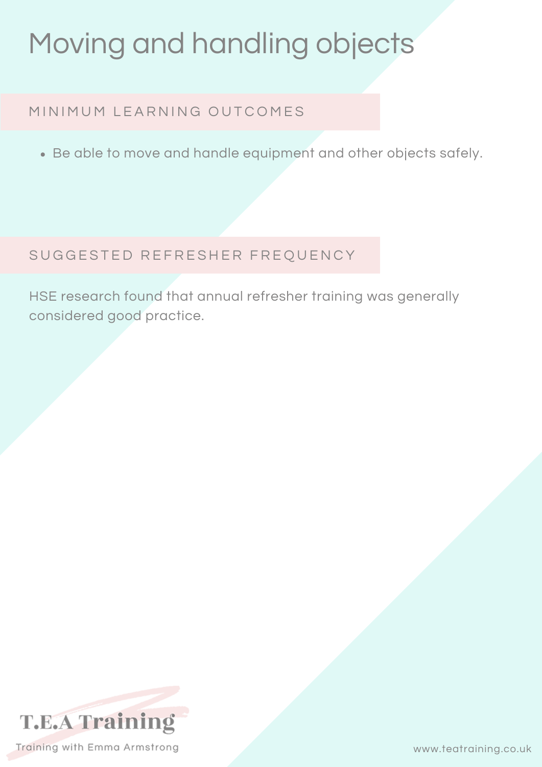# Moving and handling objects

## MINIMUM LEARNING OUTCOMES

- Be able to move and handle equipment and other objects safely.

## SUGGESTED REFRESHER FREQUENCY

HSE research found that annual refresher training was generally considered good practice.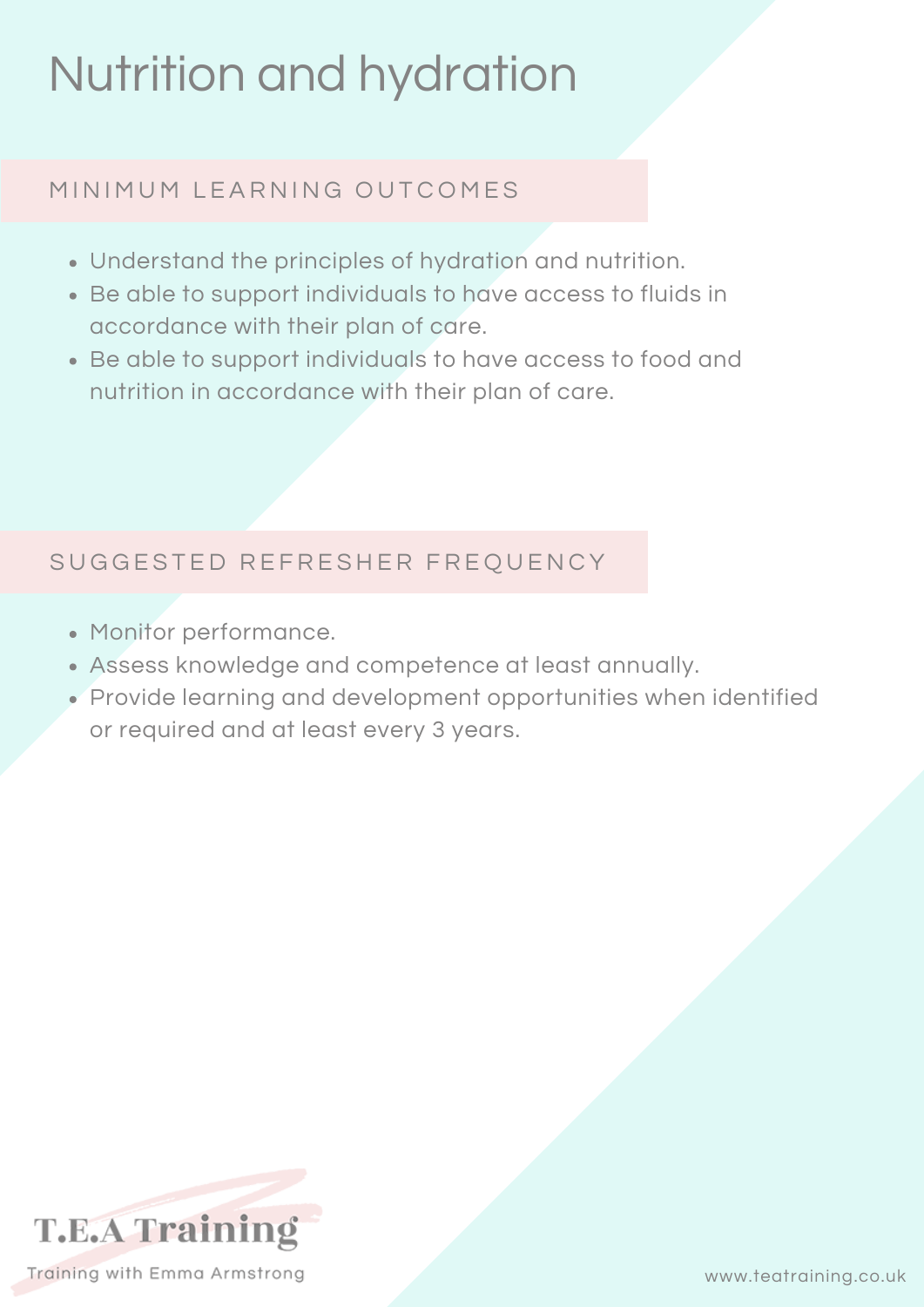# Nutrition and hydration

## MINIMUM LEARNING OUTCOMES

- Understand the principles of hydration and nutrition.
- Be able to support individuals to have access to fluids in accordance with their plan of care.
- Be able to support individuals to have access to food and nutrition in accordance with their plan of care.

## SUGGESTED REFRESHER FREQUENCY

- Monitor performance.
- Assess knowledge and competence at least annually.
- Provide learning and development opportunities when identified or required and at least every 3 years.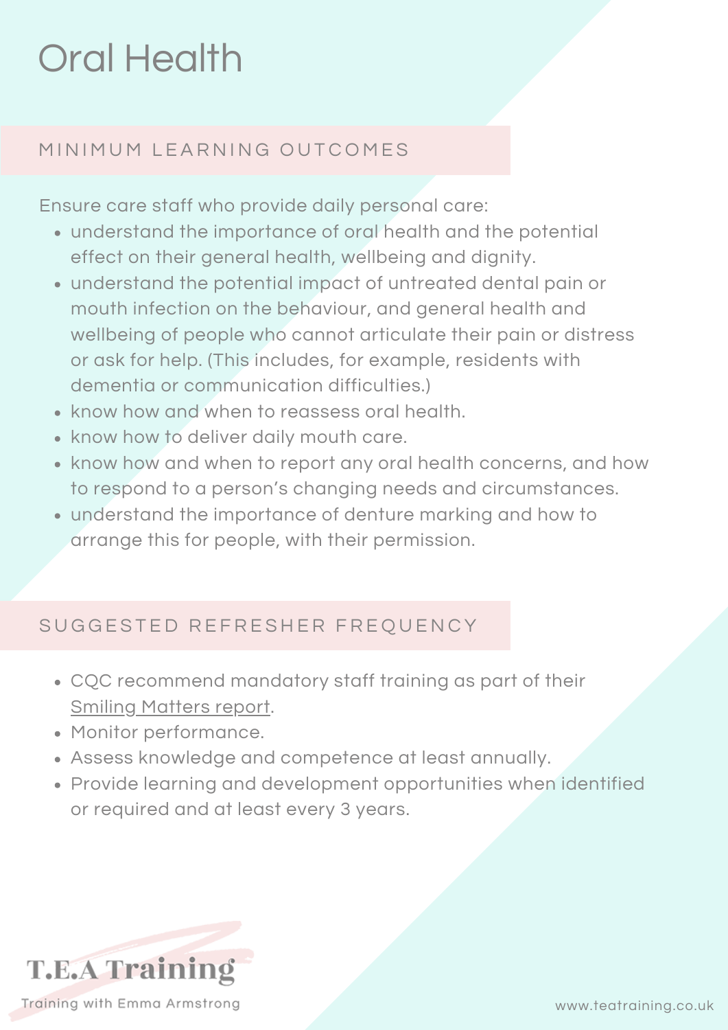# Oral Health

## MINIMUM LEARNING OUTCOMES

Ensure care staff who provide daily personal care:

- understand the importance of oral health and the potential effect on their general health, wellbeing and dignity.
- understand the potential impact of untreated dental pain or mouth infection on the behaviour, and general health and wellbeing of people who cannot articulate their pain or distress or ask for help. (This includes, for example, residents with dementia or communication difficulties.)
- know how and when to reassess oral health.
- know how to deliver daily mouth care.
- know how and when to report any oral health concerns, and how to respond to a person's changing needs and circumstances.
- understand the importance of denture marking and how to arrange this for people, with their permission.

## SUGGESTED REFRESHER FREQUENCY

- CQC recommend mandatory staff training as part of their Smiling Matters report.
- Monitor performance.
- Assess knowledge and competence at least annually.
- Provide learning and development opportunities when identified or required and at least every 3 years.

T.E.A Training

Training with Emma Armstrong

www.teatraining.co.uk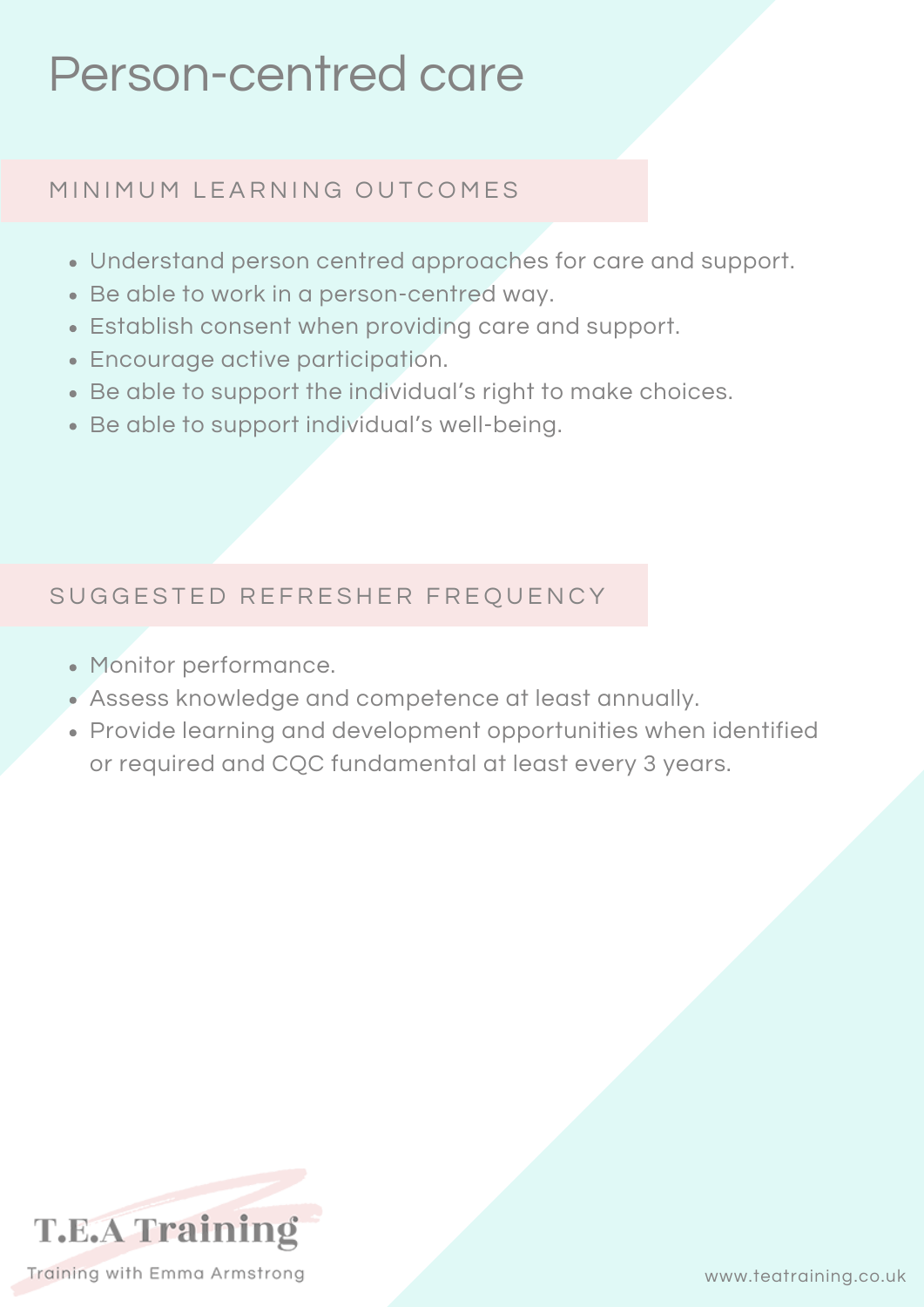# Person-centred care

## MINIMUM LEARNING OUTCOMES

- Understand person centred approaches for care and support.
- Be able to work in a person-centred way.
- Establish consent when providing care and support.
- Encourage active participation.
- Be able to support the individual's right to make choices.
- Be able to support individual's well-being.

## SUGGESTED REFRESHER FREQUENCY

- Monitor performance.
- Assess knowledge and competence at least annually.
- Provide learning and development opportunities when identified or required and CQC fundamental at least every 3 years.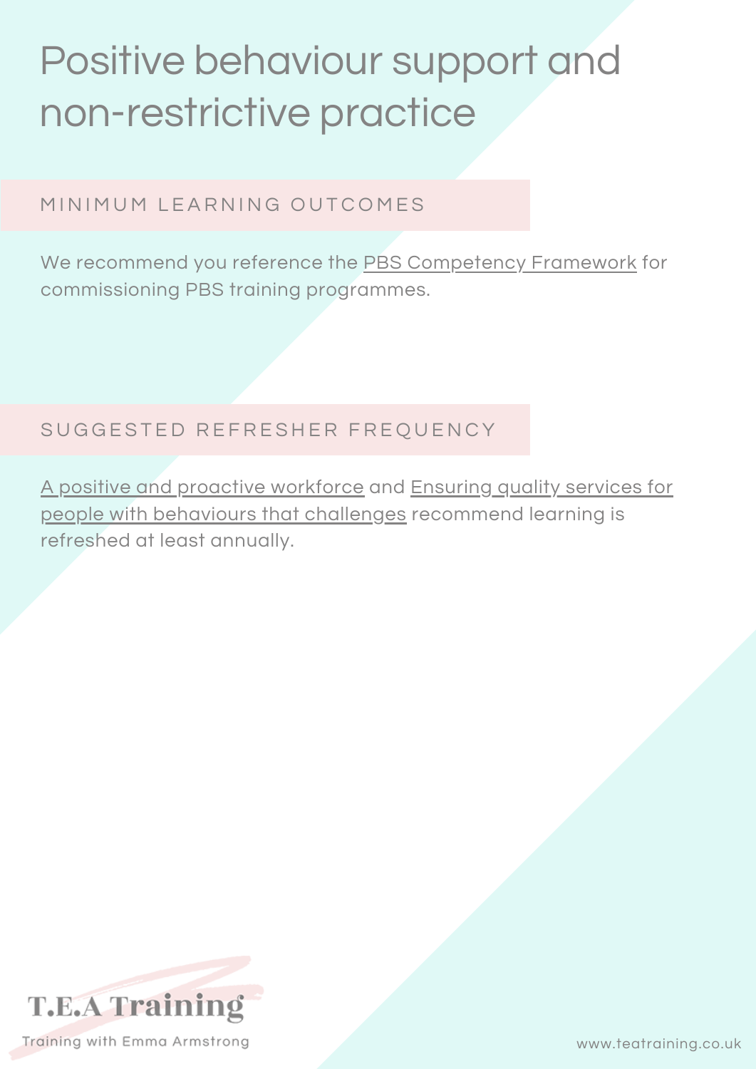# Positive behaviour support and non-restrictive practice

## MINIMUM LEARNING OUTCOMES

We recommend you reference the PBS Competency Framework for commissioning PBS training programmes.

## SUGGESTED REFRESHER FREQUENCY

A positive and proactive workforce and Ensuring quality services for people with behaviours that challenges recommend learning is refreshed at least annually.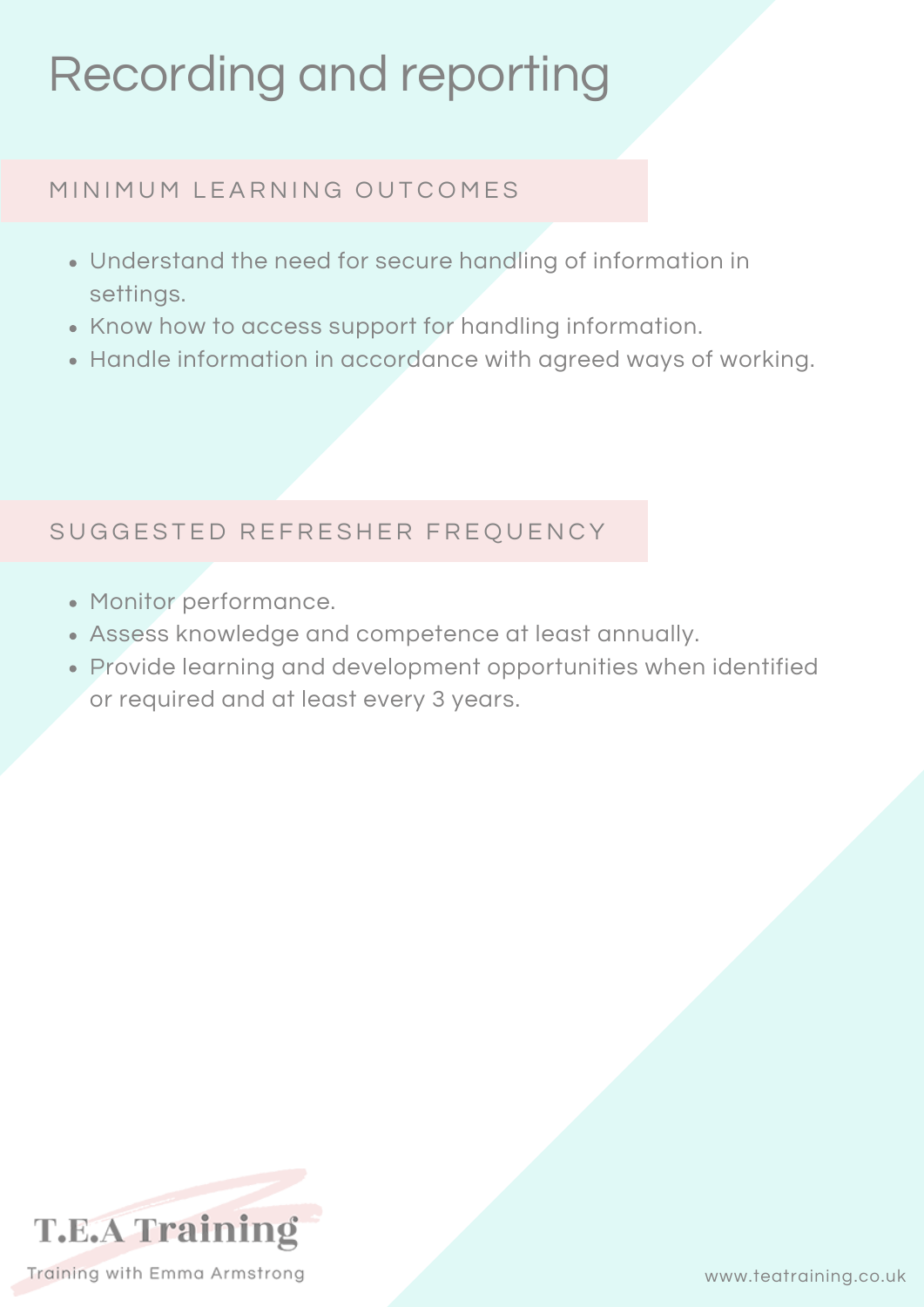# Recording and reporting

## MINIMUM LEARNING OUTCOMES

- Understand the need for secure handling of information in settings.
- Know how to access support for handling information.
- Handle information in accordance with agreed ways of working.

## SUGGESTED REFRESHER FREQUENCY

- Monitor performance.
- Assess knowledge and competence at least annually.
- Provide learning and development opportunities when identified or required and at least every 3 years.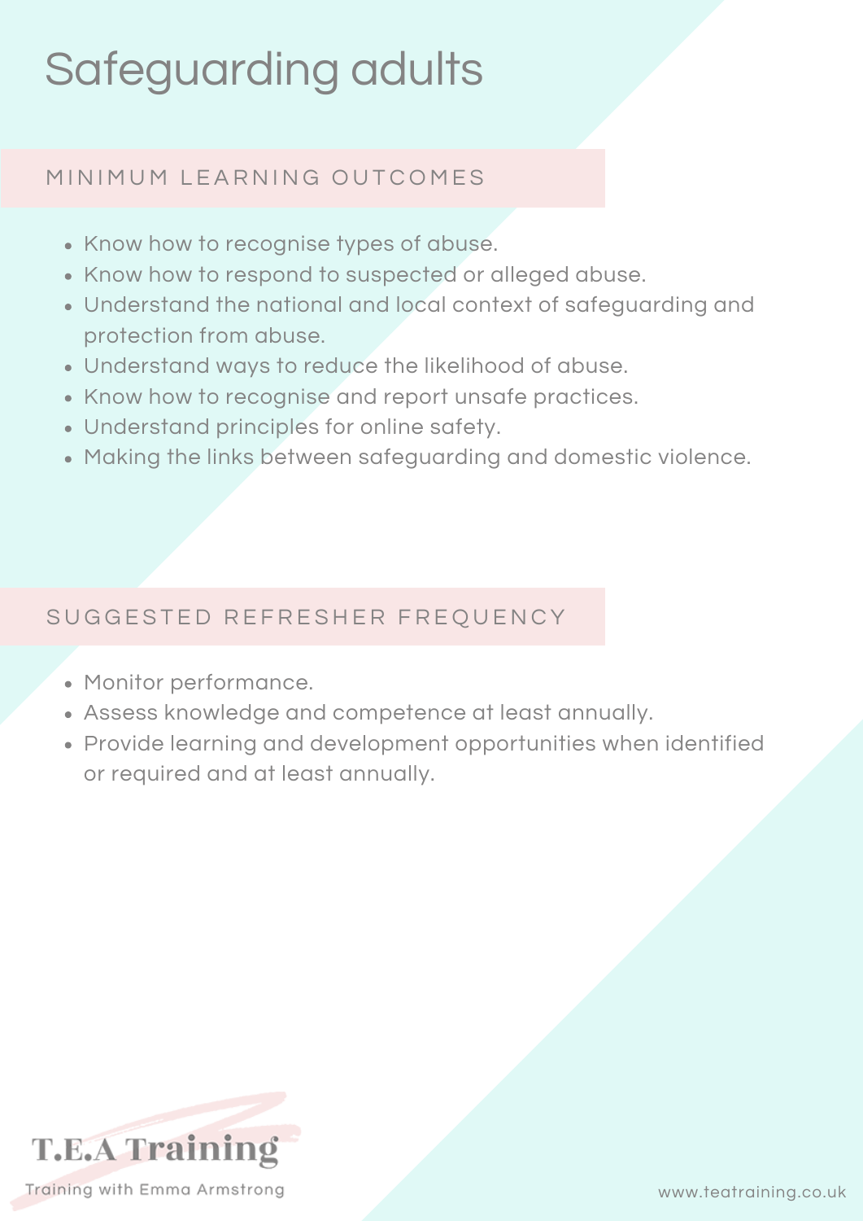# Safeguarding adults

## MINIMUM LEARNING OUTCOMES

- Know how to recognise types of abuse.
- Know how to respond to suspected or alleged abuse.
- Understand the national and local context of safeguarding and protection from abuse.
- Understand ways to reduce the likelihood of abuse.
- Know how to recognise and report unsafe practices.
- Understand principles for online safety.
- Making the links between safeguarding and domestic violence.

## SUGGESTED REFRESHER FREQUENCY

- Monitor performance.
- Assess knowledge and competence at least annually.
- Provide learning and development opportunities when identified or required and at least annually.

T.E.A Training

Training with Emma Armstrong

www.teatraining.co.uk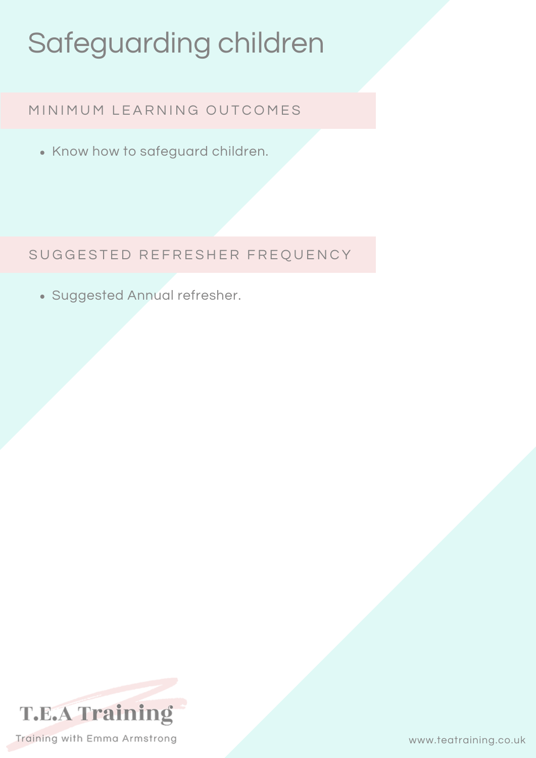# Safeguarding children

## MINIMUM LEARNING OUTCOMES

- Know how to safeguard children.

## SUGGESTED REFRESHER FREQUENCY

- Suggested Annual refresher.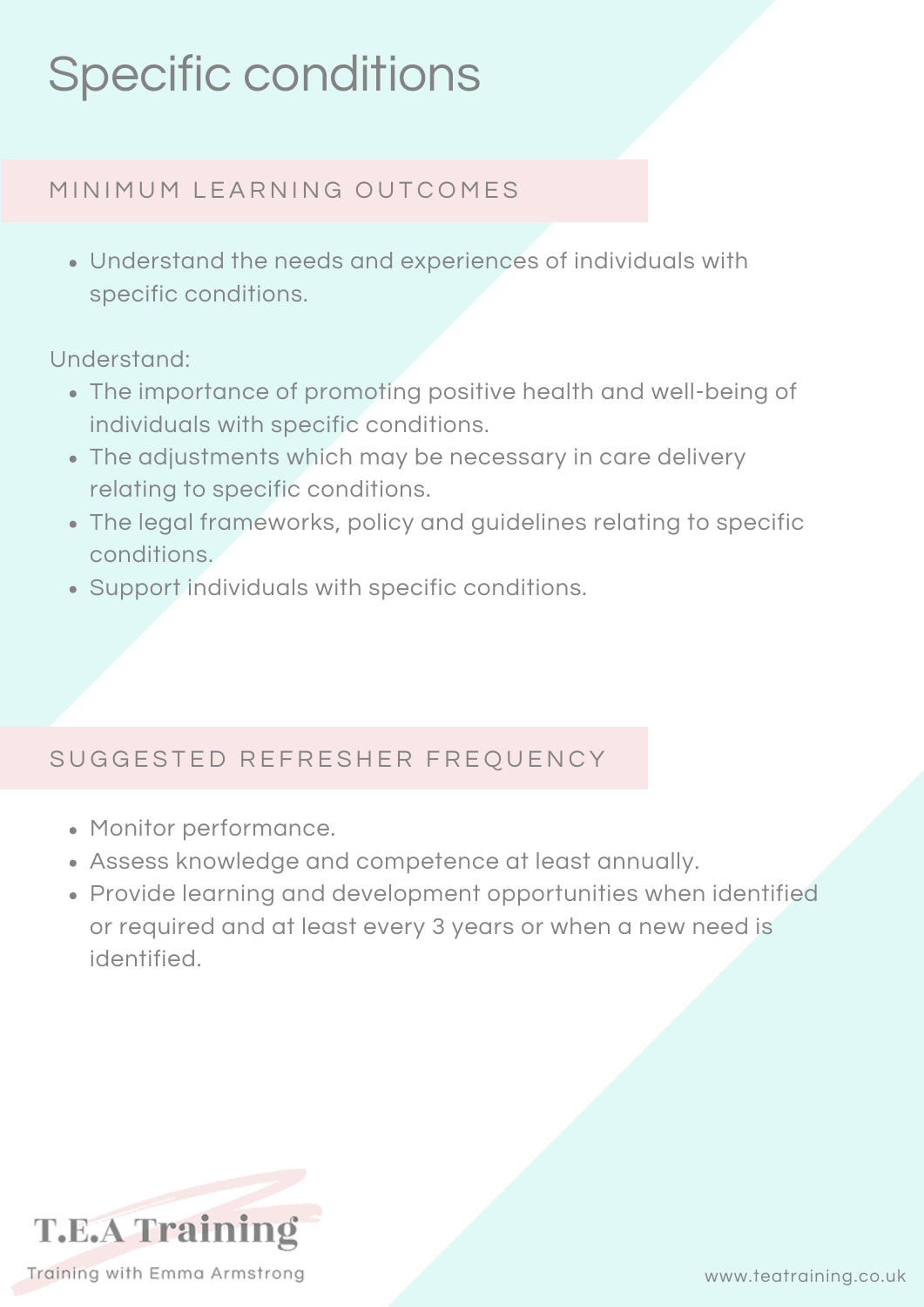# Specific conditions

## MINIMUM LEARNING OUTCOMES

- Understand the needs and experiences of individuals with specific conditions.

Understand:

- The importance of promoting positive health and well-being of individuals with specific conditions.
- The adjustments which may be necessary in care delivery relating to specific conditions.
- The legal frameworks, policy and guidelines relating to specific conditions.
- Support individuals with specific conditions.

## SUGGESTED REFRESHER FREQUENCY

- Monitor performance.
- Assess knowledge and competence at least annually.
- Provide learning and development opportunities when identified or required and at least every 3 years or when a new need is identified.

T.E.A Training

Training with Emma Armstrong

www.teatraining.co.uk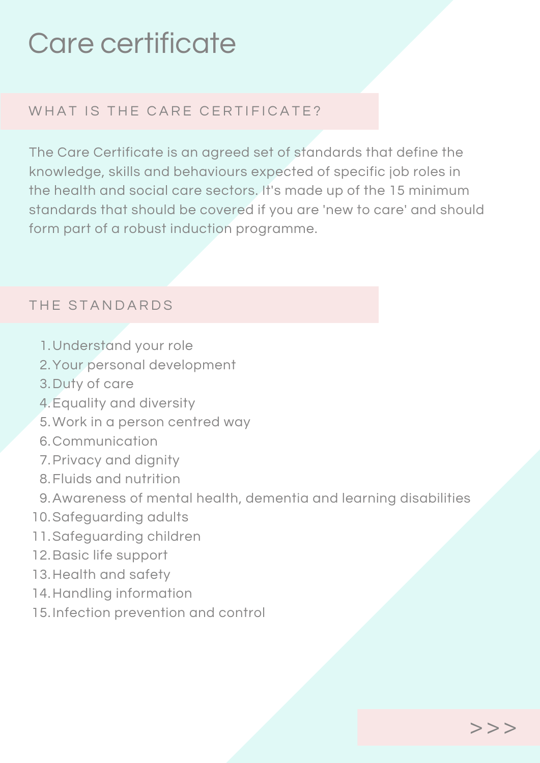# Care certificate

## WHAT IS THE CARE CERTIFICATE?

The Care Certificate is an agreed set of standards that define the knowledge, skills and behaviours expected of specific job roles in the health and social care sectors. It's made up of the 15 minimum standards that should be covered if you are 'new to care' and should form part of a robust induction programme.

## THE STANDARDS

1. Understand your role
2. Your personal development
3. Duty of care
4. Equality and diversity
5. Work in a person centred way
6. Communication
7. Privacy and dignity
8. Fluids and nutrition
9. Awareness of mental health, dementia and learning disabilities
10. Safeguarding adults
11. Safeguarding children
12. Basic life support
13. Health and safety
14. Handling information
15. Infection prevention and control

>>>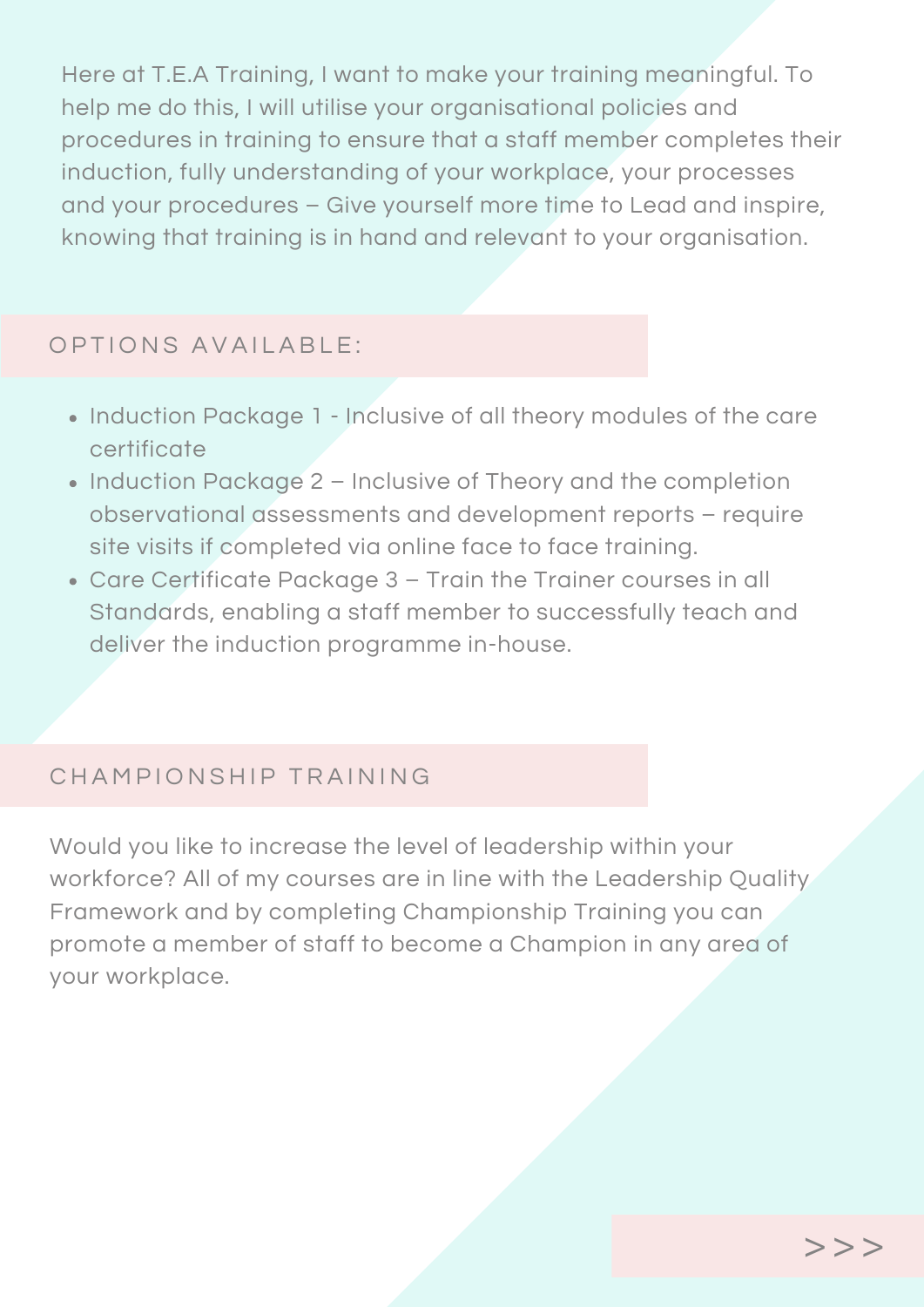Here at T.E.A Training, I want to make your training meaningful. To help me do this, I will utilise your organisational policies and procedures in training to ensure that a staff member completes their induction, fully understanding of your workplace, your processes and your procedures – Give yourself more time to Lead and inspire, knowing that training is in hand and relevant to your organisation.

## OPTIONS AVAILABLE:

- Induction Package 1 - Inclusive of all theory modules of the care certificate
- Induction Package 2 – Inclusive of Theory and the completion observational assessments and development reports – require site visits if completed via online face to face training.
- Care Certificate Package 3 – Train the Trainer courses in all Standards, enabling a staff member to successfully teach and deliver the induction programme in-house.

## CHAMPIONSHIP TRAINING

Would you like to increase the level of leadership within your workforce? All of my courses are in line with the Leadership Quality Framework and by completing Championship Training you can promote a member of staff to become a Champion in any area of your workplace.

>>>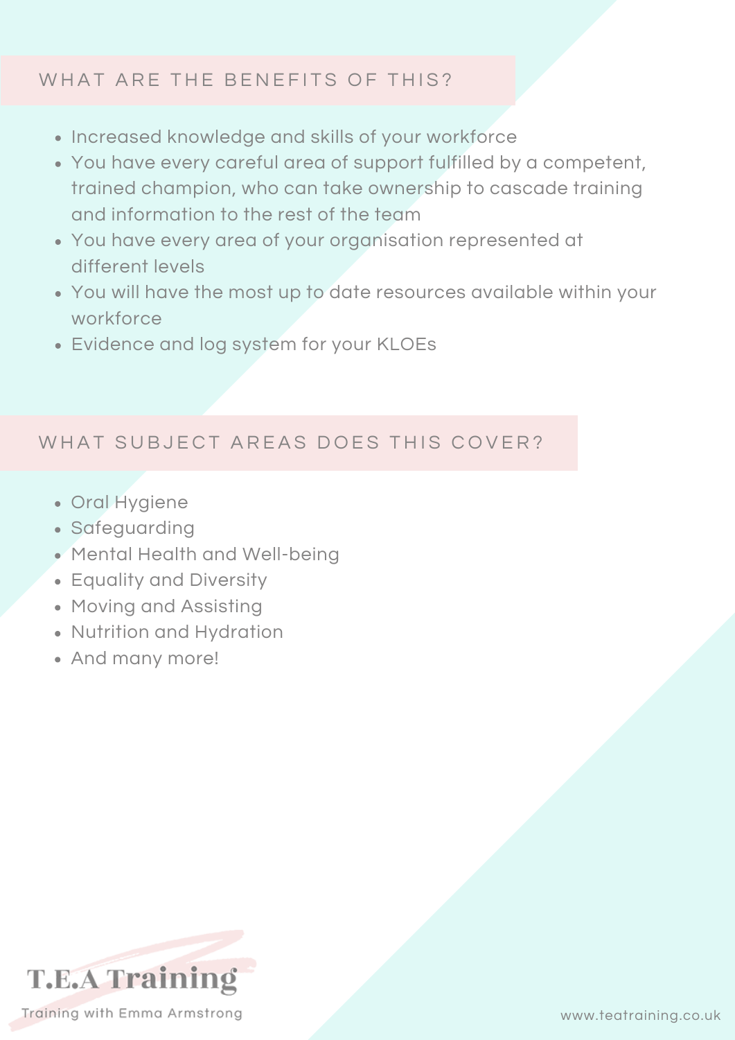## WHAT ARE THE BENEFITS OF THIS?

- Increased knowledge and skills of your workforce
- You have every careful area of support fulfilled by a competent, trained champion, who can take ownership to cascade training and information to the rest of the team
- You have every area of your organisation represented at different levels
- You will have the most up to date resources available within your workforce
- Evidence and log system for your KLOEs

## WHAT SUBJECT AREAS DOES THIS COVER?

- Oral Hygiene
- Safeguarding
- Mental Health and Well-being
- Equality and Diversity
- Moving and Assisting
- Nutrition and Hydration
- And many more!

T.E.A Training

Training with Emma Armstrong

www.teatraining.co.uk